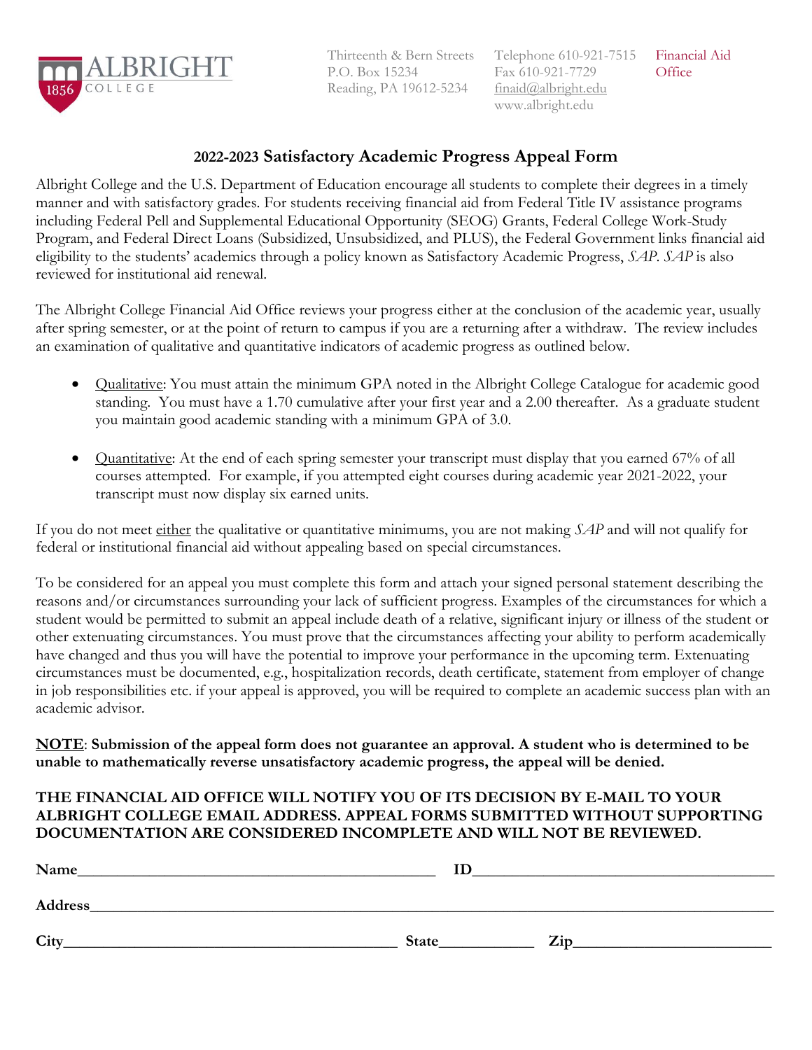**ALBRIGHT COLLEGE** 1856

Thirteenth & Bern Streets
P.O. Box 15234
Reading, PA 19612-5234

Telephone 610-921-7515
Fax 610-921-7729
finaid@albright.edu
www.albright.edu

Financial Aid Office

## 2022-2023 Satisfactory Academic Progress Appeal Form

Albright College and the U.S. Department of Education encourage all students to complete their degrees in a timely manner and with satisfactory grades. For students receiving financial aid from Federal Title IV assistance programs including Federal Pell and Supplemental Educational Opportunity (SEOG) Grants, Federal College Work-Study Program, and Federal Direct Loans (Subsidized, Unsubsidized, and PLUS), the Federal Government links financial aid eligibility to the students' academics through a policy known as Satisfactory Academic Progress, *SAP*. *SAP* is also reviewed for institutional aid renewal.

The Albright College Financial Aid Office reviews your progress either at the conclusion of the academic year, usually after spring semester, or at the point of return to campus if you are a returning after a withdraw. The review includes an examination of qualitative and quantitative indicators of academic progress as outlined below.

- Qualitative: You must attain the minimum GPA noted in the Albright College Catalogue for academic good standing. You must have a 1.70 cumulative after your first year and a 2.00 thereafter. As a graduate student you maintain good academic standing with a minimum GPA of 3.0.
- Quantitative: At the end of each spring semester your transcript must display that you earned 67% of all courses attempted. For example, if you attempted eight courses during academic year 2021-2022, your transcript must now display six earned units.

If you do not meet either the qualitative or quantitative minimums, you are not making *SAP* and will not qualify for federal or institutional financial aid without appealing based on special circumstances.

To be considered for an appeal you must complete this form and attach your signed personal statement describing the reasons and/or circumstances surrounding your lack of sufficient progress. Examples of the circumstances for which a student would be permitted to submit an appeal include death of a relative, significant injury or illness of the student or other extenuating circumstances. You must prove that the circumstances affecting your ability to perform academically have changed and thus you will have the potential to improve your performance in the upcoming term. Extenuating circumstances must be documented, e.g., hospitalization records, death certificate, statement from employer of change in job responsibilities etc. if your appeal is approved, you will be required to complete an academic success plan with an academic advisor.

**NOTE**: **Submission of the appeal form does not guarantee an approval. A student who is determined to be unable to mathematically reverse unsatisfactory academic progress, the appeal will be denied.**

**THE FINANCIAL AID OFFICE WILL NOTIFY YOU OF ITS DECISION BY E-MAIL TO YOUR ALBRIGHT COLLEGE EMAIL ADDRESS. APPEAL FORMS SUBMITTED WITHOUT SUPPORTING DOCUMENTATION ARE CONSIDERED INCOMPLETE AND WILL NOT BE REVIEWED.**

**Name**_______________________________ **ID**_______________________________

**Address**_______________________________________________________________

**City**_______________________________ **State**__________ **Zip**__________________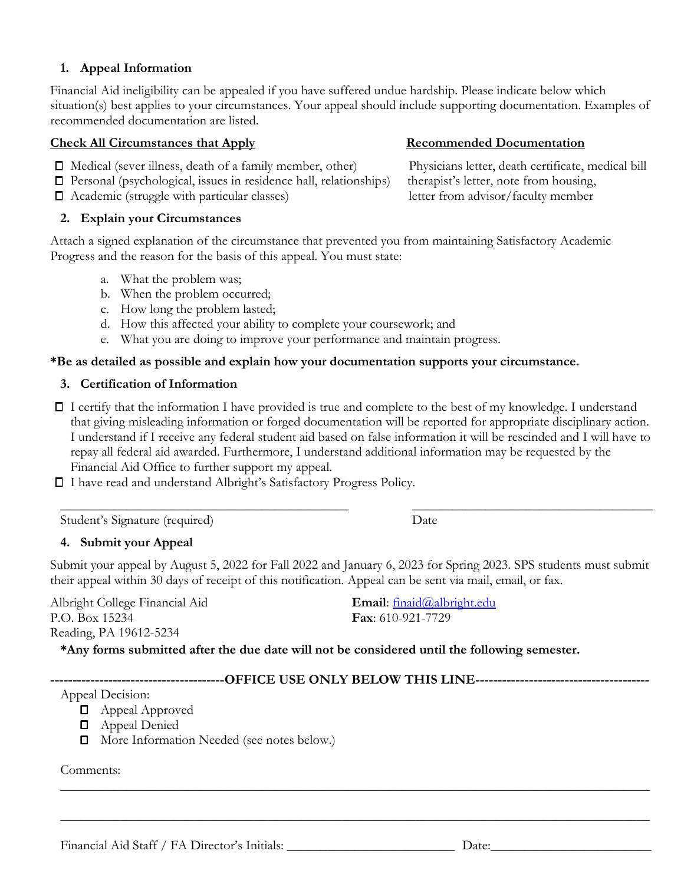## 1. Appeal Information

Financial Aid ineligibility can be appealed if you have suffered undue hardship. Please indicate below which situation(s) best applies to your circumstances. Your appeal should include supporting documentation. Examples of recommended documentation are listed.

| **Check All Circumstances that Apply** | **Recommended Documentation** |
|---|---|
| ☐ Medical (sever illness, death of a family member, other) | Physicians letter, death certificate, medical bill |
| ☐ Personal (psychological, issues in residence hall, relationships) | therapist's letter, note from housing, |
| ☐ Academic (struggle with particular classes) | letter from advisor/faculty member |

## 2. Explain your Circumstances

Attach a signed explanation of the circumstance that prevented you from maintaining Satisfactory Academic Progress and the reason for the basis of this appeal. You must state:

a. What the problem was;
b. When the problem occurred;
c. How long the problem lasted;
d. How this affected your ability to complete your coursework; and
e. What you are doing to improve your performance and maintain progress.

**\*Be as detailed as possible and explain how your documentation supports your circumstance.**

## 3. Certification of Information

☐ I certify that the information I have provided is true and complete to the best of my knowledge. I understand that giving misleading information or forged documentation will be reported for appropriate disciplinary action. I understand if I receive any federal student aid based on false information it will be rescinded and I will have to repay all federal aid awarded. Furthermore, I understand additional information may be requested by the Financial Aid Office to further support my appeal.

☐ I have read and understand Albright's Satisfactory Progress Policy.

_____________________________________________ &nbsp;&nbsp;&nbsp;&nbsp; _____________________________________
Student's Signature (required) &nbsp;&nbsp;&nbsp;&nbsp; Date

## 4. Submit your Appeal

Submit your appeal by August 5, 2022 for Fall 2022 and January 6, 2023 for Spring 2023. SPS students must submit their appeal within 30 days of receipt of this notification. Appeal can be sent via mail, email, or fax.

Albright College Financial Aid
P.O. Box 15234
Reading, PA 19612-5234

**Email**: finaid@albright.edu
**Fax**: 610-921-7729

**\*Any forms submitted after the due date will not be considered until the following semester.**

**-------------------------------------OFFICE USE ONLY BELOW THIS LINE-------------------------------------**

Appeal Decision:

- ☐ Appeal Approved
- ☐ Appeal Denied
- ☐ More Information Needed (see notes below.)

Comments:

___________________________________________________________________________________

___________________________________________________________________________________

Financial Aid Staff / FA Director's Initials: __________________________ Date:________________________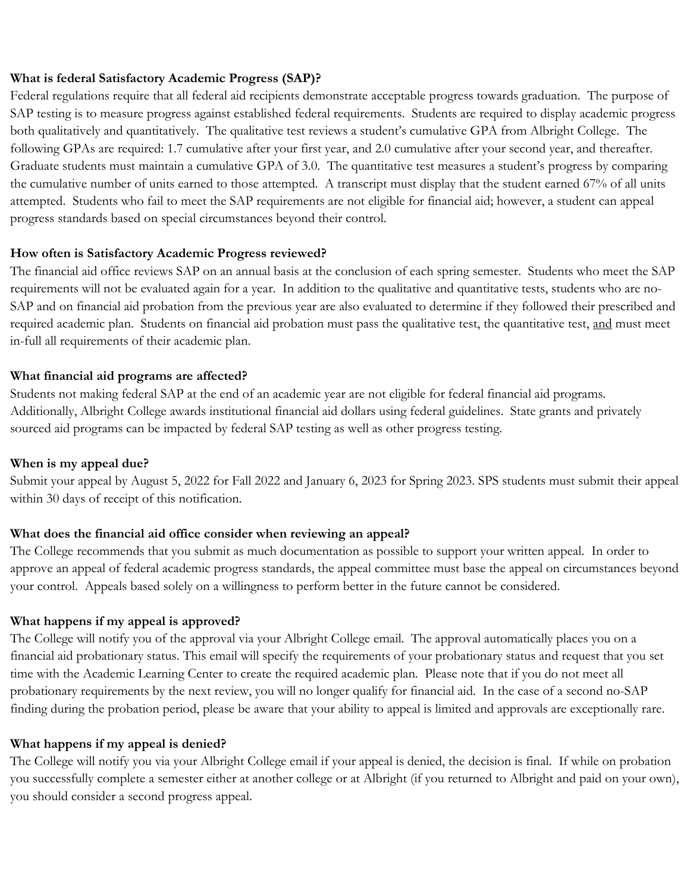**What is federal Satisfactory Academic Progress (SAP)?**

Federal regulations require that all federal aid recipients demonstrate acceptable progress towards graduation. The purpose of SAP testing is to measure progress against established federal requirements. Students are required to display academic progress both qualitatively and quantitatively. The qualitative test reviews a student's cumulative GPA from Albright College. The following GPAs are required: 1.7 cumulative after your first year, and 2.0 cumulative after your second year, and thereafter. Graduate students must maintain a cumulative GPA of 3.0. The quantitative test measures a student's progress by comparing the cumulative number of units earned to those attempted. A transcript must display that the student earned 67% of all units attempted. Students who fail to meet the SAP requirements are not eligible for financial aid; however, a student can appeal progress standards based on special circumstances beyond their control.

**How often is Satisfactory Academic Progress reviewed?**

The financial aid office reviews SAP on an annual basis at the conclusion of each spring semester. Students who meet the SAP requirements will not be evaluated again for a year. In addition to the qualitative and quantitative tests, students who are no-SAP and on financial aid probation from the previous year are also evaluated to determine if they followed their prescribed and required academic plan. Students on financial aid probation must pass the qualitative test, the quantitative test, <u>and</u> must meet in-full all requirements of their academic plan.

**What financial aid programs are affected?**

Students not making federal SAP at the end of an academic year are not eligible for federal financial aid programs. Additionally, Albright College awards institutional financial aid dollars using federal guidelines. State grants and privately sourced aid programs can be impacted by federal SAP testing as well as other progress testing.

**When is my appeal due?**

Submit your appeal by August 5, 2022 for Fall 2022 and January 6, 2023 for Spring 2023. SPS students must submit their appeal within 30 days of receipt of this notification.

**What does the financial aid office consider when reviewing an appeal?**

The College recommends that you submit as much documentation as possible to support your written appeal. In order to approve an appeal of federal academic progress standards, the appeal committee must base the appeal on circumstances beyond your control. Appeals based solely on a willingness to perform better in the future cannot be considered.

**What happens if my appeal is approved?**

The College will notify you of the approval via your Albright College email. The approval automatically places you on a financial aid probationary status. This email will specify the requirements of your probationary status and request that you set time with the Academic Learning Center to create the required academic plan. Please note that if you do not meet all probationary requirements by the next review, you will no longer qualify for financial aid. In the case of a second no-SAP finding during the probation period, please be aware that your ability to appeal is limited and approvals are exceptionally rare.

**What happens if my appeal is denied?**

The College will notify you via your Albright College email if your appeal is denied, the decision is final. If while on probation you successfully complete a semester either at another college or at Albright (if you returned to Albright and paid on your own), you should consider a second progress appeal.